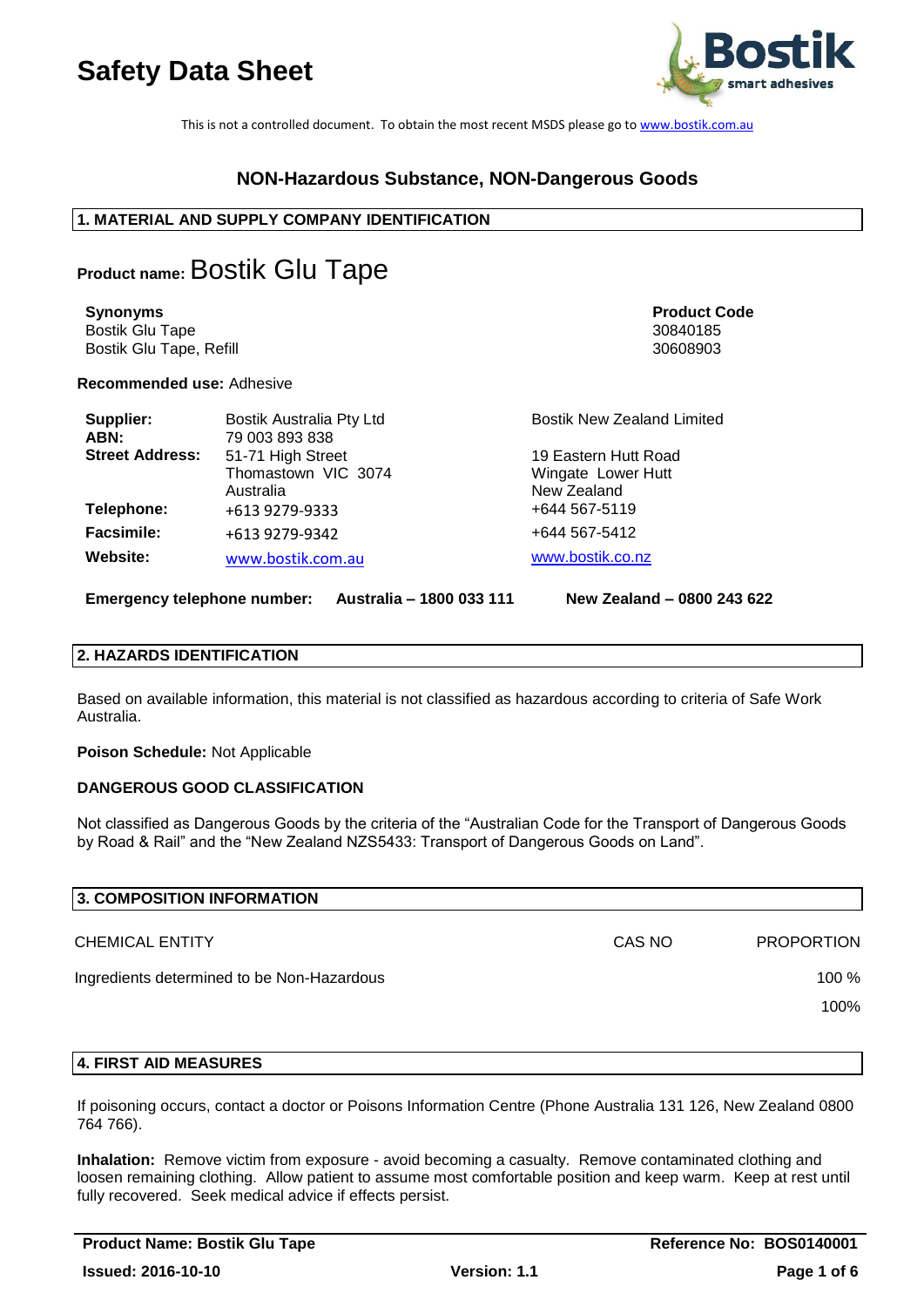# Safety Data Sheet

This is not a controlled document. To obtain the most recent MSDS please go to www.bostik.com.au

## NON-Hazardous Substance, NON-Dangerous Goods

## 1. MATERIAL AND SUPPLY COMPANY IDENTIFICATION

**Product name:** Bostik Glu Tape

| Synonyms | Product Code |
|---|---|
| Bostik Glu Tape | 30840185 |
| Bostik Glu Tape, Refill | 30608903 |

**Recommended use:** Adhesive

| | | |
|---|---|---|
| **Supplier:** | Bostik Australia Pty Ltd | Bostik New Zealand Limited |
| **ABN:** | 79 003 893 838 | |
| **Street Address:** | 51-71 High Street<br>Thomastown VIC 3074<br>Australia | 19 Eastern Hutt Road<br>Wingate Lower Hutt<br>New Zealand |
| **Telephone:** | +613 9279-9333 | +644 567-5119 |
| **Facsimile:** | +613 9279-9342 | +644 567-5412 |
| **Website:** | www.bostik.com.au | www.bostik.co.nz |

**Emergency telephone number:** **Australia – 1800 033 111** **New Zealand – 0800 243 622**

## 2. HAZARDS IDENTIFICATION

Based on available information, this material is not classified as hazardous according to criteria of Safe Work Australia.

**Poison Schedule:** Not Applicable

**DANGEROUS GOOD CLASSIFICATION**

Not classified as Dangerous Goods by the criteria of the "Australian Code for the Transport of Dangerous Goods by Road & Rail" and the "New Zealand NZS5433: Transport of Dangerous Goods on Land".

## 3. COMPOSITION INFORMATION

| CHEMICAL ENTITY | CAS NO | PROPORTION |
|---|---|---|
| Ingredients determined to be Non-Hazardous | | 100 % |
| | | 100% |

## 4. FIRST AID MEASURES

If poisoning occurs, contact a doctor or Poisons Information Centre (Phone Australia 131 126, New Zealand 0800 764 766).

**Inhalation:** Remove victim from exposure - avoid becoming a casualty. Remove contaminated clothing and loosen remaining clothing. Allow patient to assume most comfortable position and keep warm. Keep at rest until fully recovered. Seek medical advice if effects persist.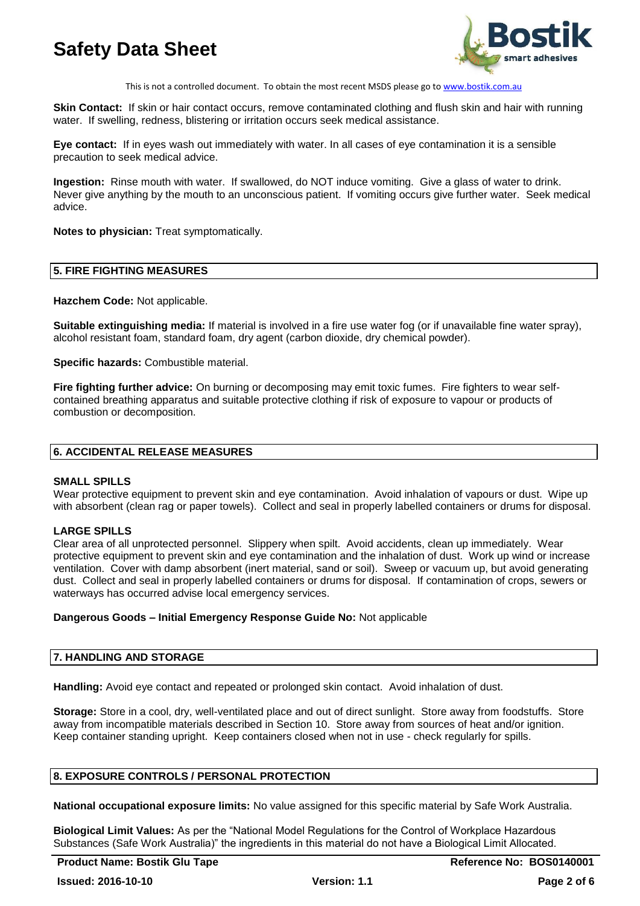**Skin Contact:** If skin or hair contact occurs, remove contaminated clothing and flush skin and hair with running water. If swelling, redness, blistering or irritation occurs seek medical assistance.

**Eye contact:** If in eyes wash out immediately with water. In all cases of eye contamination it is a sensible precaution to seek medical advice.

**Ingestion:** Rinse mouth with water. If swallowed, do NOT induce vomiting. Give a glass of water to drink. Never give anything by the mouth to an unconscious patient. If vomiting occurs give further water. Seek medical advice.

**Notes to physician:** Treat symptomatically.

## 5. FIRE FIGHTING MEASURES

**Hazchem Code:** Not applicable.

**Suitable extinguishing media:** If material is involved in a fire use water fog (or if unavailable fine water spray), alcohol resistant foam, standard foam, dry agent (carbon dioxide, dry chemical powder).

**Specific hazards:** Combustible material.

**Fire fighting further advice:** On burning or decomposing may emit toxic fumes. Fire fighters to wear self-contained breathing apparatus and suitable protective clothing if risk of exposure to vapour or products of combustion or decomposition.

## 6. ACCIDENTAL RELEASE MEASURES

**SMALL SPILLS**

Wear protective equipment to prevent skin and eye contamination. Avoid inhalation of vapours or dust. Wipe up with absorbent (clean rag or paper towels). Collect and seal in properly labelled containers or drums for disposal.

**LARGE SPILLS**

Clear area of all unprotected personnel. Slippery when spilt. Avoid accidents, clean up immediately. Wear protective equipment to prevent skin and eye contamination and the inhalation of dust. Work up wind or increase ventilation. Cover with damp absorbent (inert material, sand or soil). Sweep or vacuum up, but avoid generating dust. Collect and seal in properly labelled containers or drums for disposal. If contamination of crops, sewers or waterways has occurred advise local emergency services.

**Dangerous Goods – Initial Emergency Response Guide No:** Not applicable

## 7. HANDLING AND STORAGE

**Handling:** Avoid eye contact and repeated or prolonged skin contact. Avoid inhalation of dust.

**Storage:** Store in a cool, dry, well-ventilated place and out of direct sunlight. Store away from foodstuffs. Store away from incompatible materials described in Section 10. Store away from sources of heat and/or ignition. Keep container standing upright. Keep containers closed when not in use - check regularly for spills.

## 8. EXPOSURE CONTROLS / PERSONAL PROTECTION

**National occupational exposure limits:** No value assigned for this specific material by Safe Work Australia.

**Biological Limit Values:** As per the "National Model Regulations for the Control of Workplace Hazardous Substances (Safe Work Australia)" the ingredients in this material do not have a Biological Limit Allocated.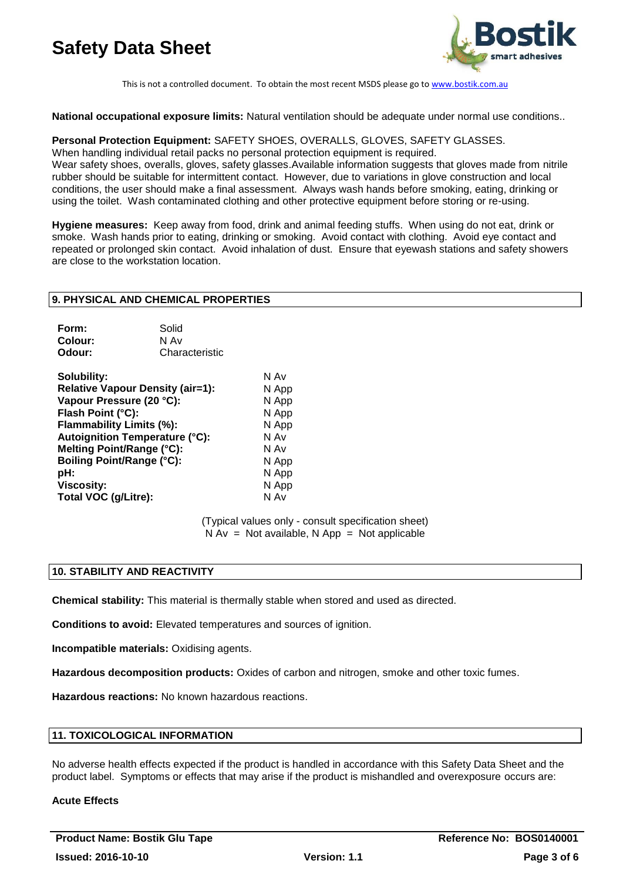**National occupational exposure limits:** Natural ventilation should be adequate under normal use conditions..

**Personal Protection Equipment:** SAFETY SHOES, OVERALLS, GLOVES, SAFETY GLASSES.
When handling individual retail packs no personal protection equipment is required.
Wear safety shoes, overalls, gloves, safety glasses.Available information suggests that gloves made from nitrile rubber should be suitable for intermittent contact. However, due to variations in glove construction and local conditions, the user should make a final assessment. Always wash hands before smoking, eating, drinking or using the toilet. Wash contaminated clothing and other protective equipment before storing or re-using.

**Hygiene measures:** Keep away from food, drink and animal feeding stuffs. When using do not eat, drink or smoke. Wash hands prior to eating, drinking or smoking. Avoid contact with clothing. Avoid eye contact and repeated or prolonged skin contact. Avoid inhalation of dust. Ensure that eyewash stations and safety showers are close to the workstation location.

## 9. PHYSICAL AND CHEMICAL PROPERTIES

| | |
|---|---|
| **Form:** | Solid |
| **Colour:** | N Av |
| **Odour:** | Characteristic |

| | |
|---|---|
| **Solubility:** | N Av |
| **Relative Vapour Density (air=1):** | N App |
| **Vapour Pressure (20 °C):** | N App |
| **Flash Point (°C):** | N App |
| **Flammability Limits (%):** | N App |
| **Autoignition Temperature (°C):** | N Av |
| **Melting Point/Range (°C):** | N Av |
| **Boiling Point/Range (°C):** | N App |
| **pH:** | N App |
| **Viscosity:** | N App |
| **Total VOC (g/Litre):** | N Av |

(Typical values only - consult specification sheet)
N Av = Not available, N App = Not applicable

## 10. STABILITY AND REACTIVITY

**Chemical stability:** This material is thermally stable when stored and used as directed.

**Conditions to avoid:** Elevated temperatures and sources of ignition.

**Incompatible materials:** Oxidising agents.

**Hazardous decomposition products:** Oxides of carbon and nitrogen, smoke and other toxic fumes.

**Hazardous reactions:** No known hazardous reactions.

## 11. TOXICOLOGICAL INFORMATION

No adverse health effects expected if the product is handled in accordance with this Safety Data Sheet and the product label. Symptoms or effects that may arise if the product is mishandled and overexposure occurs are:

**Acute Effects**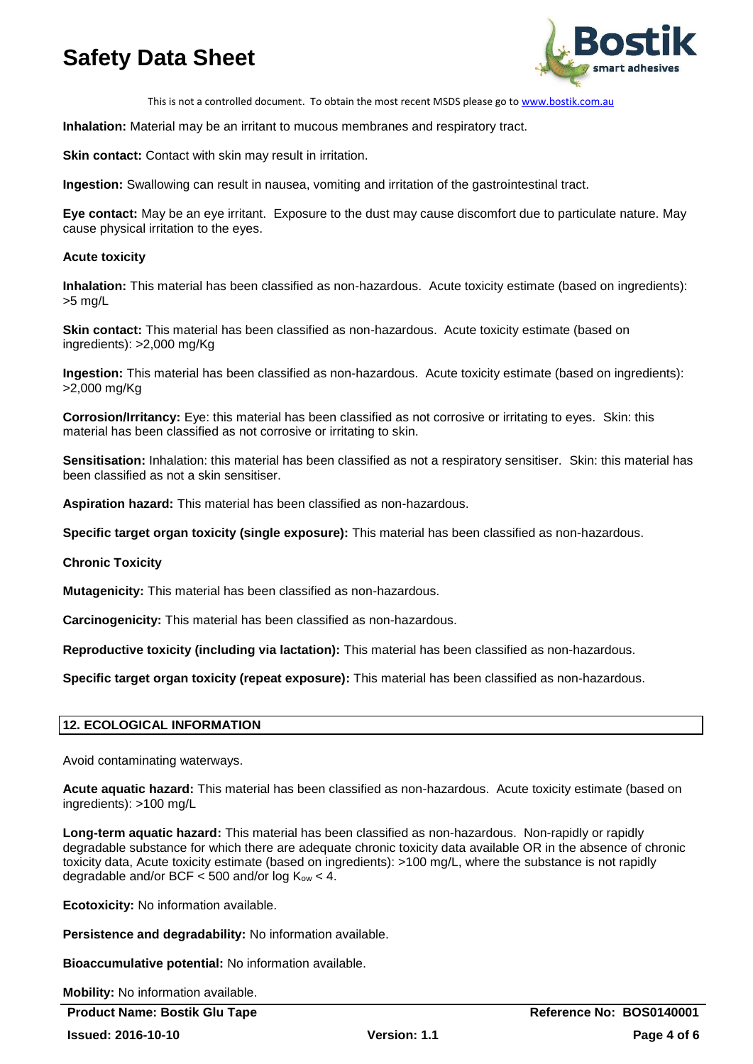**Inhalation:** Material may be an irritant to mucous membranes and respiratory tract.

**Skin contact:** Contact with skin may result in irritation.

**Ingestion:** Swallowing can result in nausea, vomiting and irritation of the gastrointestinal tract.

**Eye contact:** May be an eye irritant. Exposure to the dust may cause discomfort due to particulate nature. May cause physical irritation to the eyes.

**Acute toxicity**

**Inhalation:** This material has been classified as non-hazardous. Acute toxicity estimate (based on ingredients): >5 mg/L

**Skin contact:** This material has been classified as non-hazardous. Acute toxicity estimate (based on ingredients): >2,000 mg/Kg

**Ingestion:** This material has been classified as non-hazardous. Acute toxicity estimate (based on ingredients): >2,000 mg/Kg

**Corrosion/Irritancy:** Eye: this material has been classified as not corrosive or irritating to eyes. Skin: this material has been classified as not corrosive or irritating to skin.

**Sensitisation:** Inhalation: this material has been classified as not a respiratory sensitiser. Skin: this material has been classified as not a skin sensitiser.

**Aspiration hazard:** This material has been classified as non-hazardous.

**Specific target organ toxicity (single exposure):** This material has been classified as non-hazardous.

**Chronic Toxicity**

**Mutagenicity:** This material has been classified as non-hazardous.

**Carcinogenicity:** This material has been classified as non-hazardous.

**Reproductive toxicity (including via lactation):** This material has been classified as non-hazardous.

**Specific target organ toxicity (repeat exposure):** This material has been classified as non-hazardous.

## 12. ECOLOGICAL INFORMATION

Avoid contaminating waterways.

**Acute aquatic hazard:** This material has been classified as non-hazardous. Acute toxicity estimate (based on ingredients): >100 mg/L

**Long-term aquatic hazard:** This material has been classified as non-hazardous. Non-rapidly or rapidly degradable substance for which there are adequate chronic toxicity data available OR in the absence of chronic toxicity data, Acute toxicity estimate (based on ingredients): >100 mg/L, where the substance is not rapidly degradable and/or BCF < 500 and/or log $K_{ow}$ < 4.

**Ecotoxicity:** No information available.

**Persistence and degradability:** No information available.

**Bioaccumulative potential:** No information available.

**Mobility:** No information available.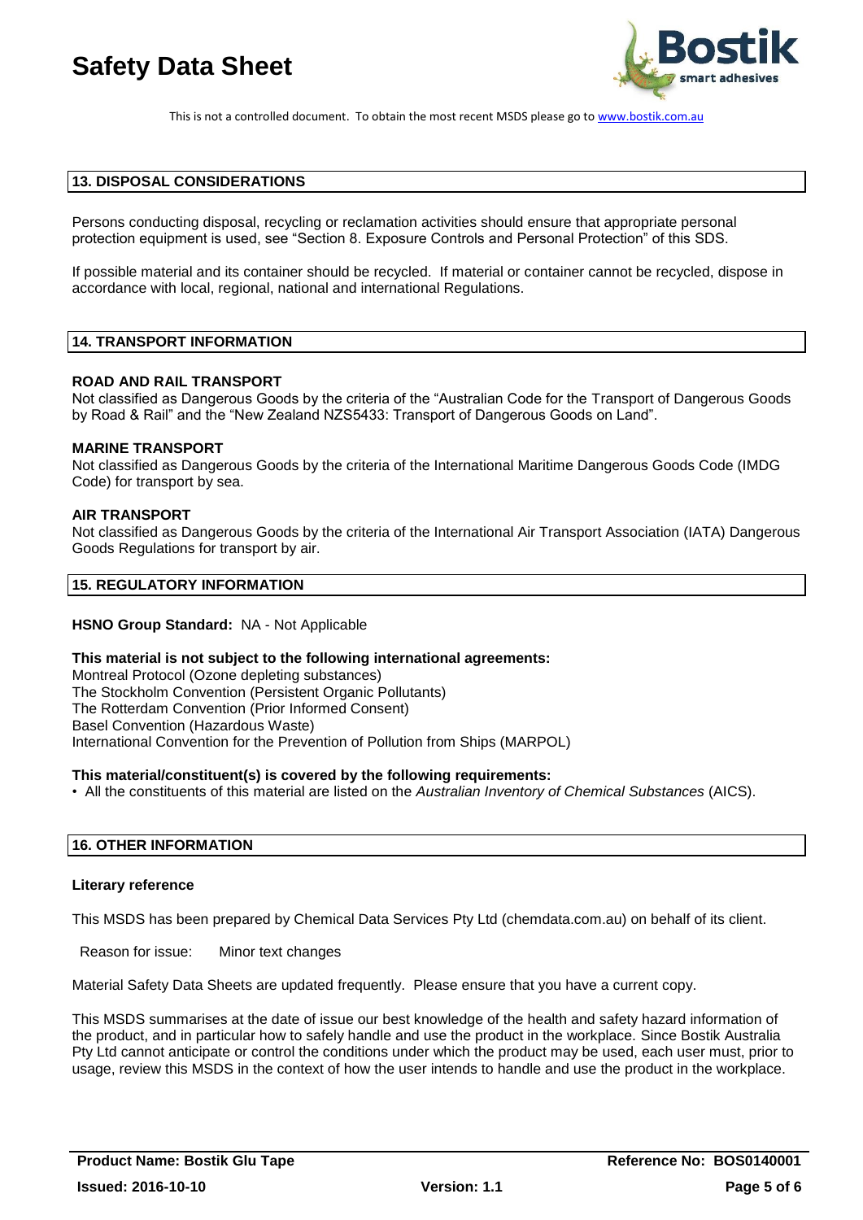## 13. DISPOSAL CONSIDERATIONS

Persons conducting disposal, recycling or reclamation activities should ensure that appropriate personal protection equipment is used, see "Section 8. Exposure Controls and Personal Protection" of this SDS.

If possible material and its container should be recycled. If material or container cannot be recycled, dispose in accordance with local, regional, national and international Regulations.

## 14. TRANSPORT INFORMATION

**ROAD AND RAIL TRANSPORT**

Not classified as Dangerous Goods by the criteria of the "Australian Code for the Transport of Dangerous Goods by Road & Rail" and the "New Zealand NZS5433: Transport of Dangerous Goods on Land".

**MARINE TRANSPORT**

Not classified as Dangerous Goods by the criteria of the International Maritime Dangerous Goods Code (IMDG Code) for transport by sea.

**AIR TRANSPORT**

Not classified as Dangerous Goods by the criteria of the International Air Transport Association (IATA) Dangerous Goods Regulations for transport by air.

## 15. REGULATORY INFORMATION

**HSNO Group Standard:** NA - Not Applicable

**This material is not subject to the following international agreements:**

Montreal Protocol (Ozone depleting substances)
The Stockholm Convention (Persistent Organic Pollutants)
The Rotterdam Convention (Prior Informed Consent)
Basel Convention (Hazardous Waste)
International Convention for the Prevention of Pollution from Ships (MARPOL)

**This material/constituent(s) is covered by the following requirements:**

- All the constituents of this material are listed on the *Australian Inventory of Chemical Substances* (AICS).

## 16. OTHER INFORMATION

**Literary reference**

This MSDS has been prepared by Chemical Data Services Pty Ltd (chemdata.com.au) on behalf of its client.

Reason for issue: Minor text changes

Material Safety Data Sheets are updated frequently. Please ensure that you have a current copy.

This MSDS summarises at the date of issue our best knowledge of the health and safety hazard information of the product, and in particular how to safely handle and use the product in the workplace. Since Bostik Australia Pty Ltd cannot anticipate or control the conditions under which the product may be used, each user must, prior to usage, review this MSDS in the context of how the user intends to handle and use the product in the workplace.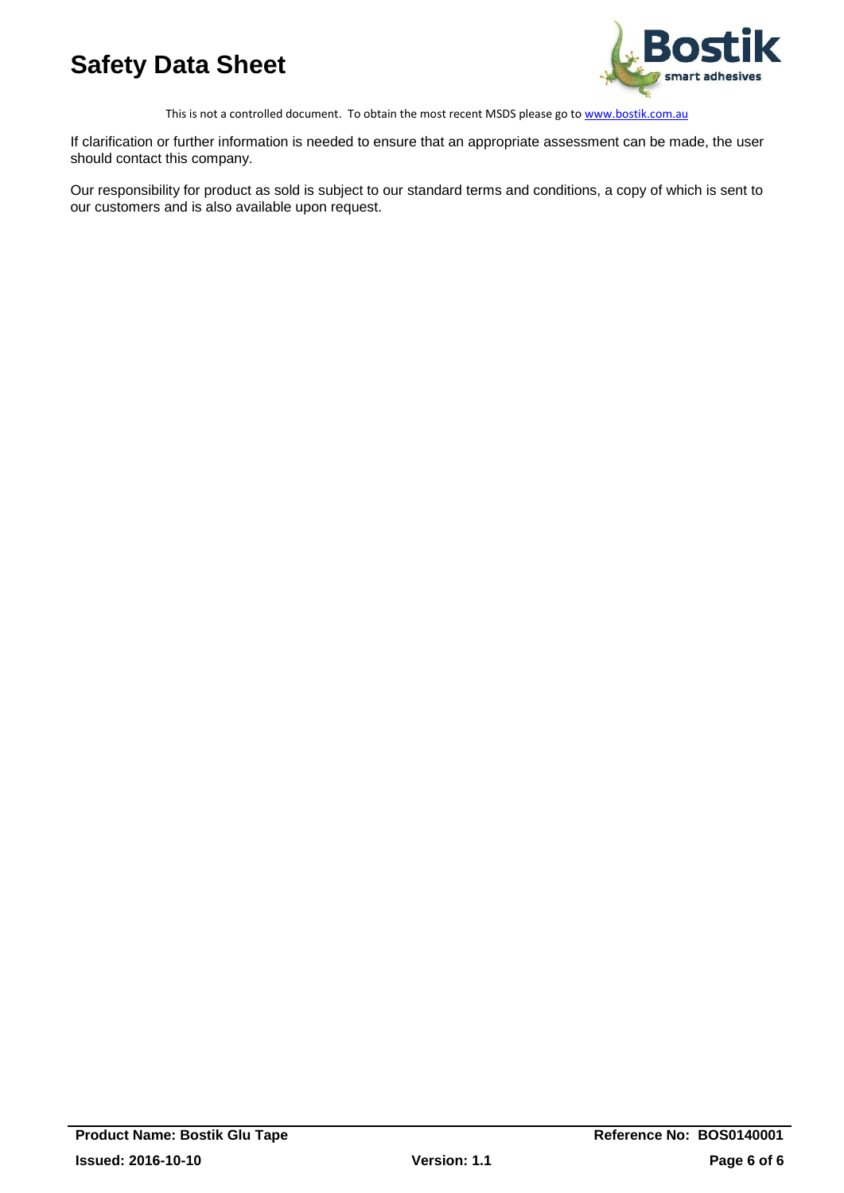If clarification or further information is needed to ensure that an appropriate assessment can be made, the user should contact this company.

Our responsibility for product as sold is subject to our standard terms and conditions, a copy of which is sent to our customers and is also available upon request.